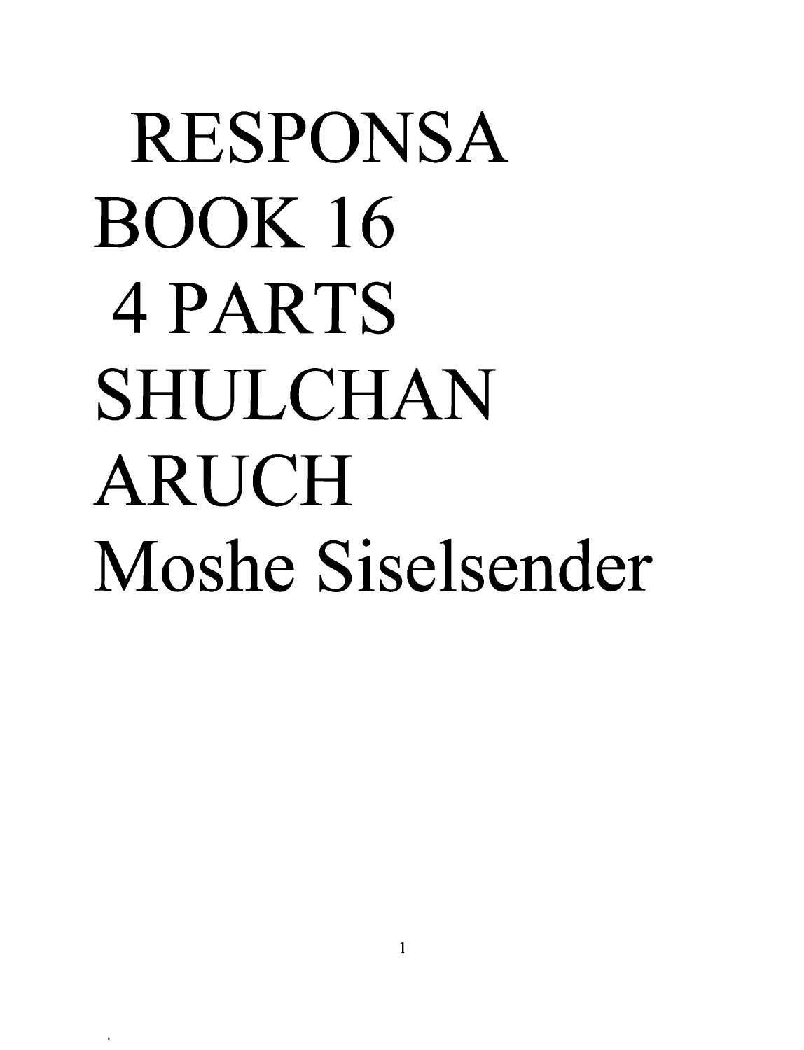# RESPONSA BOOK 16 4 PARTS SHULCHAN ARUCH

Moshe Siselsender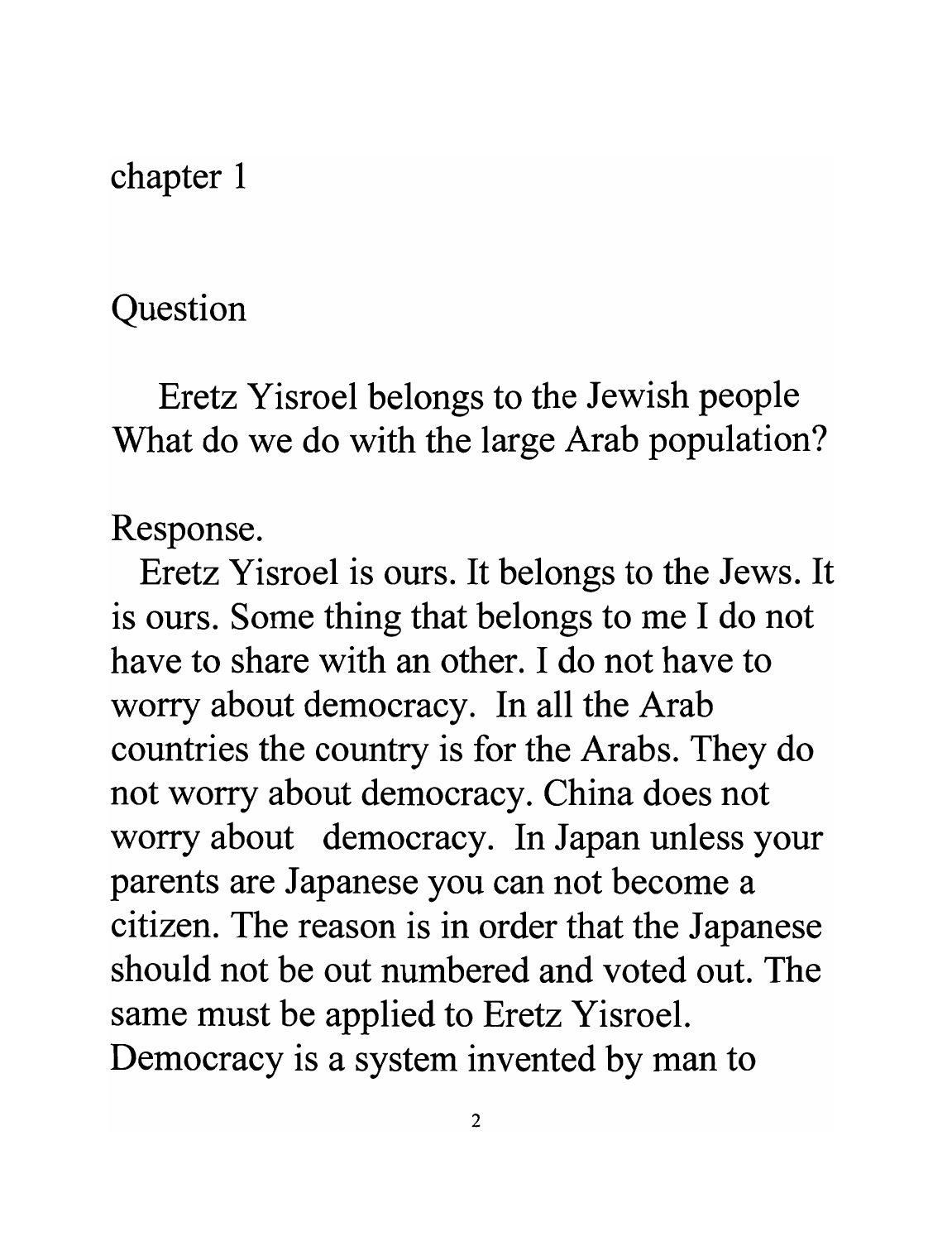chapter 1

Question

Eretz Yisroel belongs to the Jewish people What do we do with the large Arab population?

Response.

Eretz Yisroel is ours. It belongs to the Jews. It is ours. Some thing that belongs to me I do not have to share with an other. I do not have to worry about democracy. In all the Arab countries the country is for the Arabs. They do not worry about democracy. China does not worry about democracy. In Japan unless your parents are Japanese you can not become a citizen. The reason is in order that the Japanese should not be out numbered and voted out. The same must be applied to Eretz Yisroel. Democracy is a system invented by man to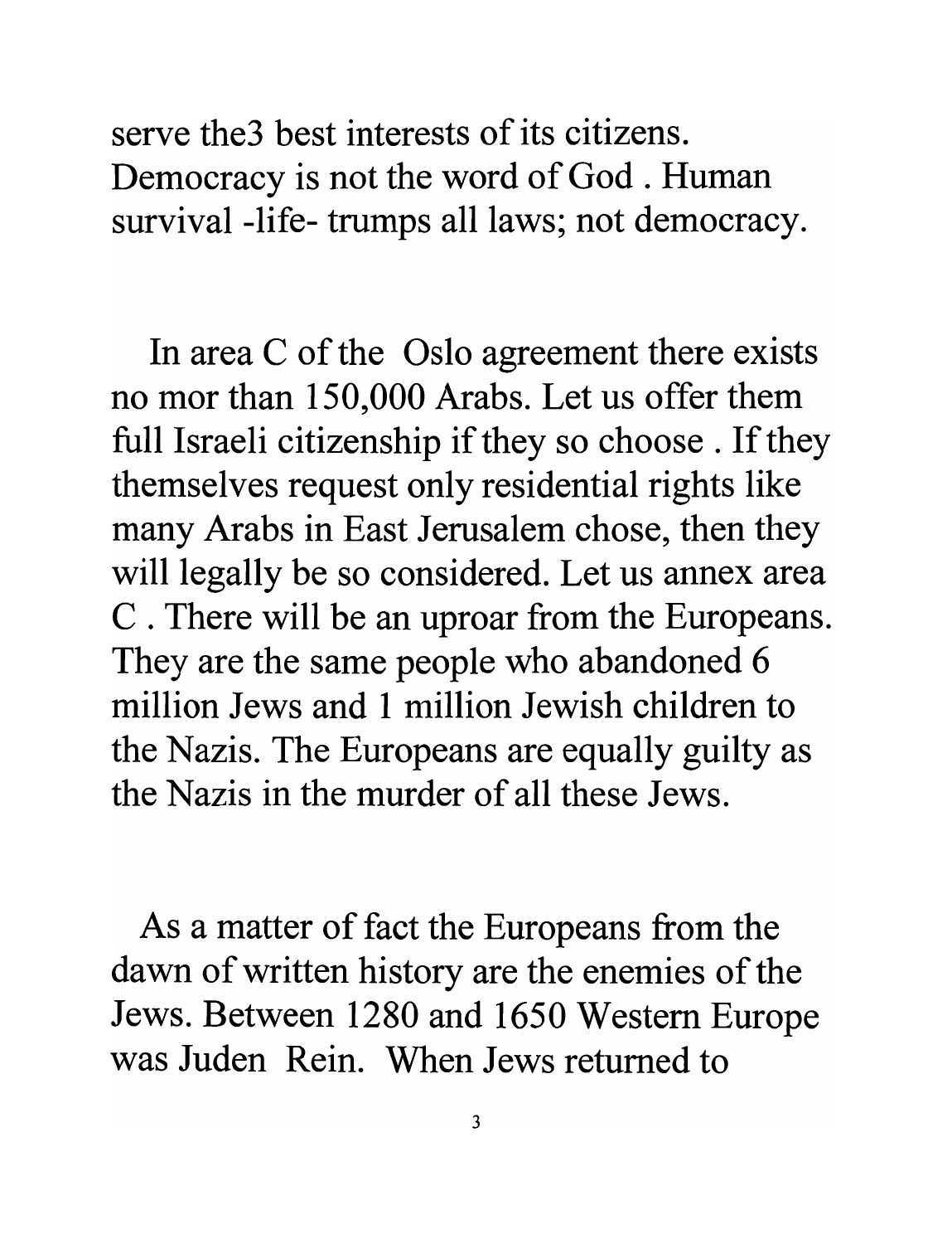serve the3 best interests of its citizens. Democracy is not the word of God . Human survival -life- trumps all laws; not democracy.

In area C of the Oslo agreement there exists no mor than 150,000 Arabs. Let us offer them full Israeli citizenship if they so choose . If they themselves request only residential rights like many Arabs in East Jerusalem chose, then they will legally be so considered. Let us annex area C . There will be an uproar from the Europeans. They are the same people who abandoned 6 million Jews and 1 million Jewish children to the Nazis. The Europeans are equally guilty as the Nazis in the murder of all these Jews.

As a matter of fact the Europeans from the dawn of written history are the enemies of the Jews. Between 1280 and 1650 Western Europe was Juden Rein. When Jews returned to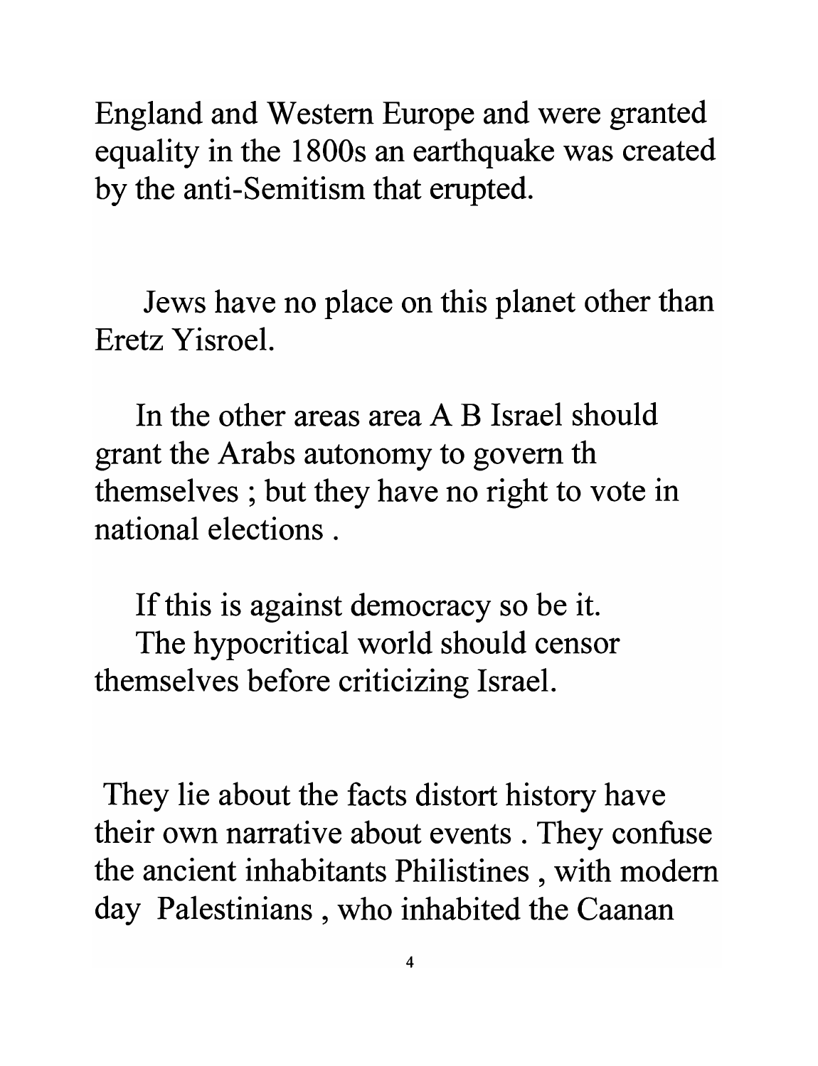England and Western Europe and were granted equality in the 1800s an earthquake was created by the anti-Semitism that erupted.

Jews have no place on this planet other than Eretz Yisroel.

In the other areas area A B Israel should grant the Arabs autonomy to govern th themselves ; but they have no right to vote in national elections .

If this is against democracy so be it.
The hypocritical world should censor themselves before criticizing Israel.

They lie about the facts distort history have their own narrative about events . They confuse the ancient inhabitants Philistines , with modern day Palestinians , who inhabited the Caanan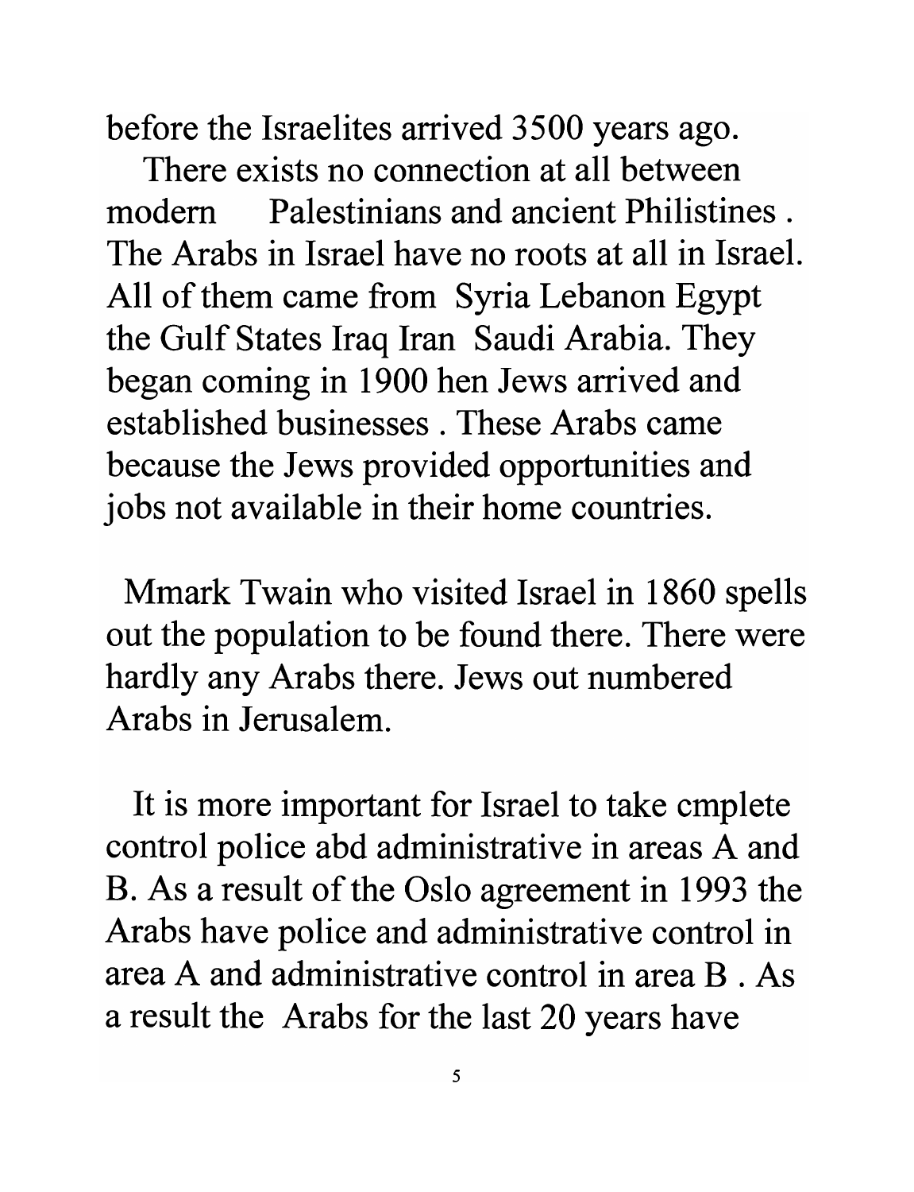before the Israelites arrived 3500 years ago.

There exists no connection at all between modern Palestinians and ancient Philistines . The Arabs in Israel have no roots at all in Israel. All of them came from Syria Lebanon Egypt the Gulf States Iraq Iran Saudi Arabia. They began coming in 1900 hen Jews arrived and established businesses . These Arabs came because the Jews provided opportunities and jobs not available in their home countries.

Mmark Twain who visited Israel in 1860 spells out the population to be found there. There were hardly any Arabs there. Jews out numbered Arabs in Jerusalem.

It is more important for Israel to take cmplete control police abd administrative in areas A and B. As a result of the Oslo agreement in 1993 the Arabs have police and administrative control in area A and administrative control in area B . As a result the Arabs for the last 20 years have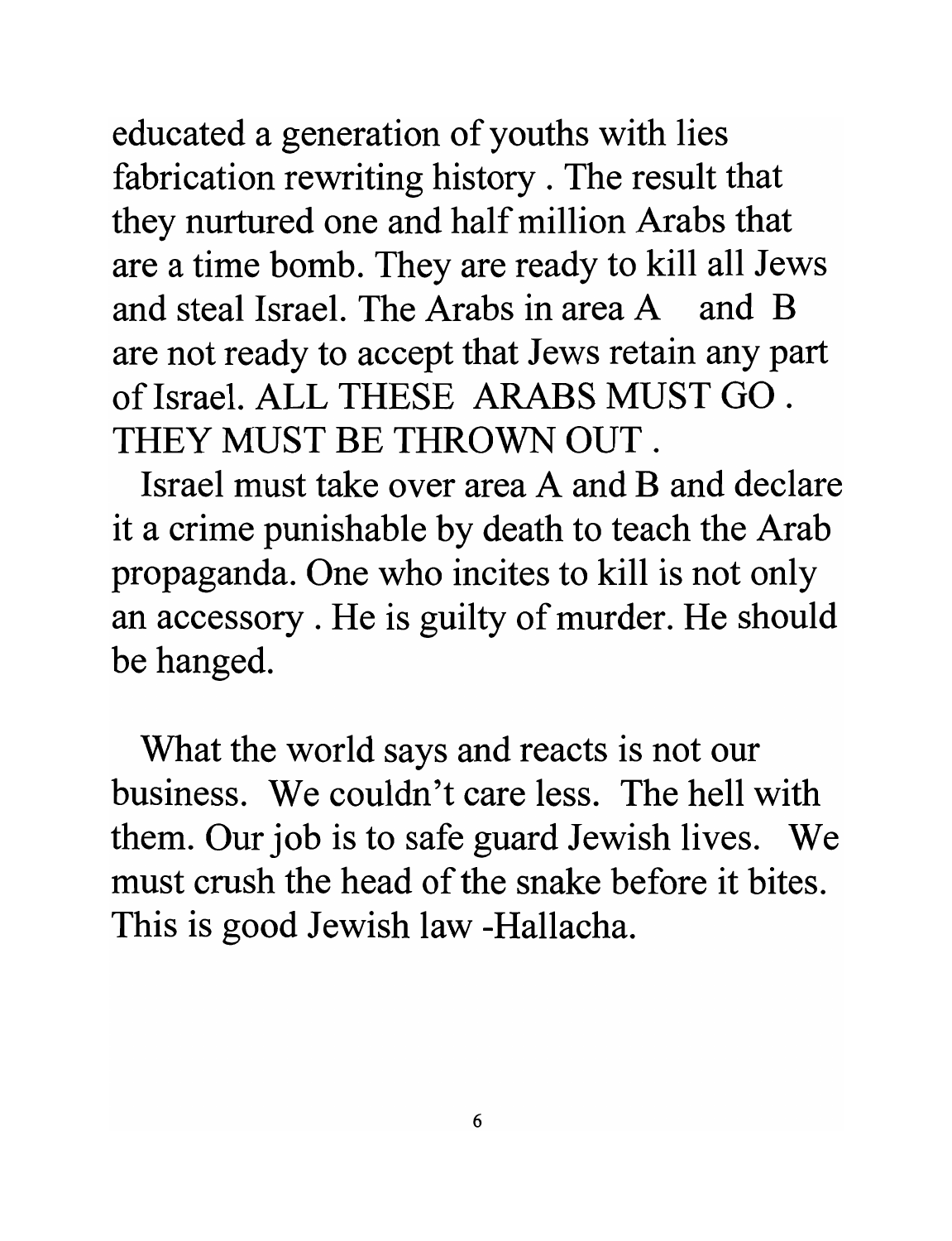educated a generation of youths with lies fabrication rewriting history . The result that they nurtured one and half million Arabs that are a time bomb. They are ready to kill all Jews and steal Israel. The Arabs in area A and B are not ready to accept that Jews retain any part of Israel. ALL THESE ARABS MUST GO . THEY MUST BE THROWN OUT .

Israel must take over area A and B and declare it a crime punishable by death to teach the Arab propaganda. One who incites to kill is not only an accessory . He is guilty of murder. He should be hanged.

What the world says and reacts is not our business. We couldn't care less. The hell with them. Our job is to safe guard Jewish lives. We must crush the head of the snake before it bites. This is good Jewish law -Hallacha.